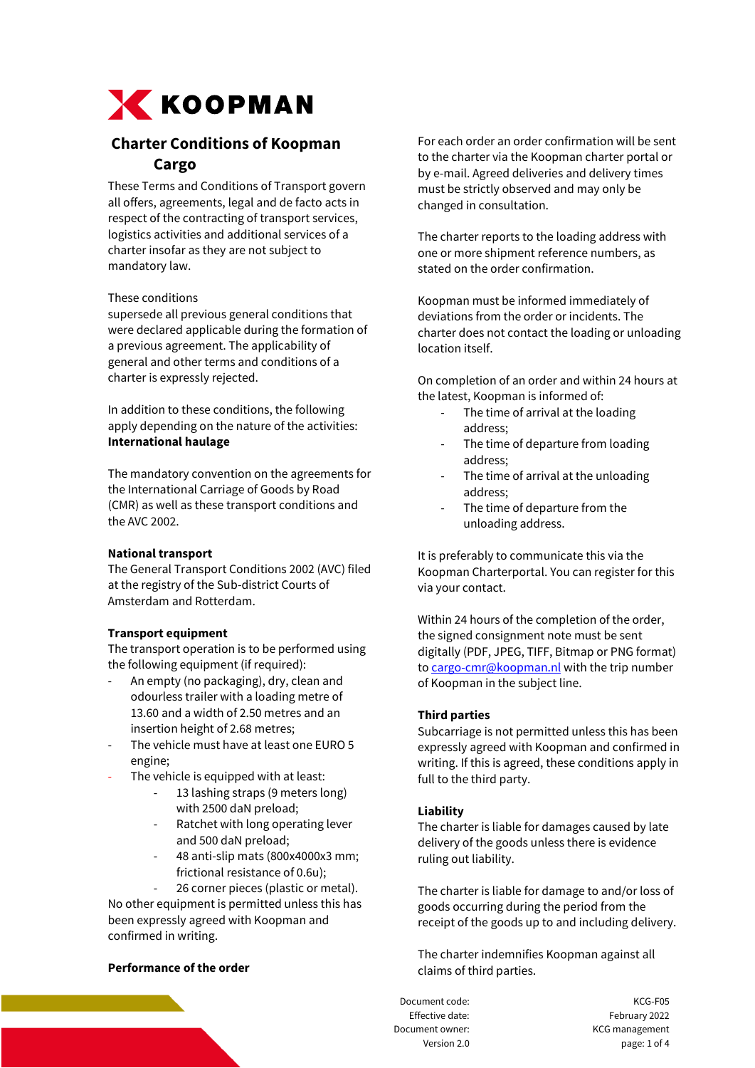# Charter Conditions of Koopman Cargo

These Terms and Conditions of Transport govern all offers, agreements, legal and de facto acts in respect of the contracting of transport services, logistics activities and additional services of a charter insofar as they are not subject to mandatory law.

These conditions supersede all previous general conditions that were declared applicable during the formation of a previous agreement. The applicability of general and other terms and conditions of a charter is expressly rejected.

In addition to these conditions, the following apply depending on the nature of the activities:

**International haulage**

The mandatory convention on the agreements for the International Carriage of Goods by Road (CMR) as well as these transport conditions and the AVC 2002.

**National transport**

The General Transport Conditions 2002 (AVC) filed at the registry of the Sub-district Courts of Amsterdam and Rotterdam.

**Transport equipment**

The transport operation is to be performed using the following equipment (if required):

- An empty (no packaging), dry, clean and odourless trailer with a loading metre of 13.60 and a width of 2.50 metres and an insertion height of 2.68 metres;
- The vehicle must have at least one EURO 5 engine;
- The vehicle is equipped with at least:
  - 13 lashing straps (9 meters long) with 2500 daN preload;
  - Ratchet with long operating lever and 500 daN preload;
  - 48 anti-slip mats (800x4000x3 mm; frictional resistance of 0.6u);
  - 26 corner pieces (plastic or metal).

No other equipment is permitted unless this has been expressly agreed with Koopman and confirmed in writing.

**Performance of the order**

For each order an order confirmation will be sent to the charter via the Koopman charter portal or by e-mail. Agreed deliveries and delivery times must be strictly observed and may only be changed in consultation.

The charter reports to the loading address with one or more shipment reference numbers, as stated on the order confirmation.

Koopman must be informed immediately of deviations from the order or incidents. The charter does not contact the loading or unloading location itself.

On completion of an order and within 24 hours at the latest, Koopman is informed of:

- The time of arrival at the loading address;
- The time of departure from loading address;
- The time of arrival at the unloading address;
- The time of departure from the unloading address.

It is preferably to communicate this via the Koopman Charterportal. You can register for this via your contact.

Within 24 hours of the completion of the order, the signed consignment note must be sent digitally (PDF, JPEG, TIFF, Bitmap or PNG format) to cargo-cmr@koopman.nl with the trip number of Koopman in the subject line.

**Third parties**

Subcarriage is not permitted unless this has been expressly agreed with Koopman and confirmed in writing. If this is agreed, these conditions apply in full to the third party.

**Liability**

The charter is liable for damages caused by late delivery of the goods unless there is evidence ruling out liability.

The charter is liable for damage to and/or loss of goods occurring during the period from the receipt of the goods up to and including delivery.

The charter indemnifies Koopman against all claims of third parties.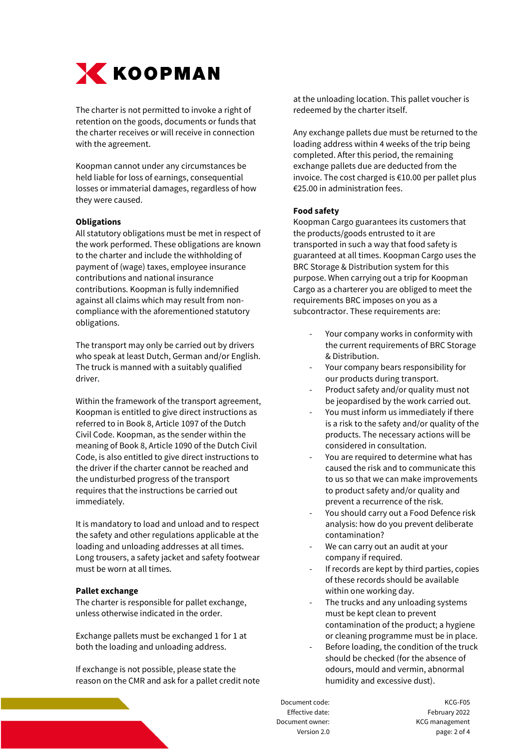The charter is not permitted to invoke a right of retention on the goods, documents or funds that the charter receives or will receive in connection with the agreement.

Koopman cannot under any circumstances be held liable for loss of earnings, consequential losses or immaterial damages, regardless of how they were caused.

**Obligations**

All statutory obligations must be met in respect of the work performed. These obligations are known to the charter and include the withholding of payment of (wage) taxes, employee insurance contributions and national insurance contributions. Koopman is fully indemnified against all claims which may result from non-compliance with the aforementioned statutory obligations.

The transport may only be carried out by drivers who speak at least Dutch, German and/or English. The truck is manned with a suitably qualified driver.

Within the framework of the transport agreement, Koopman is entitled to give direct instructions as referred to in Book 8, Article 1097 of the Dutch Civil Code. Koopman, as the sender within the meaning of Book 8, Article 1090 of the Dutch Civil Code, is also entitled to give direct instructions to the driver if the charter cannot be reached and the undisturbed progress of the transport requires that the instructions be carried out immediately.

It is mandatory to load and unload and to respect the safety and other regulations applicable at the loading and unloading addresses at all times. Long trousers, a safety jacket and safety footwear must be worn at all times.

**Pallet exchange**

The charter is responsible for pallet exchange, unless otherwise indicated in the order.

Exchange pallets must be exchanged 1 for 1 at both the loading and unloading address.

If exchange is not possible, please state the reason on the CMR and ask for a pallet credit note at the unloading location. This pallet voucher is redeemed by the charter itself.

Any exchange pallets due must be returned to the loading address within 4 weeks of the trip being completed. After this period, the remaining exchange pallets due are deducted from the invoice. The cost charged is €10.00 per pallet plus €25.00 in administration fees.

**Food safety**

Koopman Cargo guarantees its customers that the products/goods entrusted to it are transported in such a way that food safety is guaranteed at all times. Koopman Cargo uses the BRC Storage & Distribution system for this purpose. When carrying out a trip for Koopman Cargo as a charterer you are obliged to meet the requirements BRC imposes on you as a subcontractor. These requirements are:

- Your company works in conformity with the current requirements of BRC Storage & Distribution.
- Your company bears responsibility for our products during transport.
- Product safety and/or quality must not be jeopardised by the work carried out.
- You must inform us immediately if there is a risk to the safety and/or quality of the products. The necessary actions will be considered in consultation.
- You are required to determine what has caused the risk and to communicate this to us so that we can make improvements to product safety and/or quality and prevent a recurrence of the risk.
- You should carry out a Food Defence risk analysis: how do you prevent deliberate contamination?
- We can carry out an audit at your company if required.
- If records are kept by third parties, copies of these records should be available within one working day.
- The trucks and any unloading systems must be kept clean to prevent contamination of the product; a hygiene or cleaning programme must be in place.
- Before loading, the condition of the truck should be checked (for the absence of odours, mould and vermin, abnormal humidity and excessive dust).

| | |
|---|---|
| Document code: | KCG-F05 |
| Effective date: | February 2022 |
| Document owner: | KCG management |
| Version 2.0 | |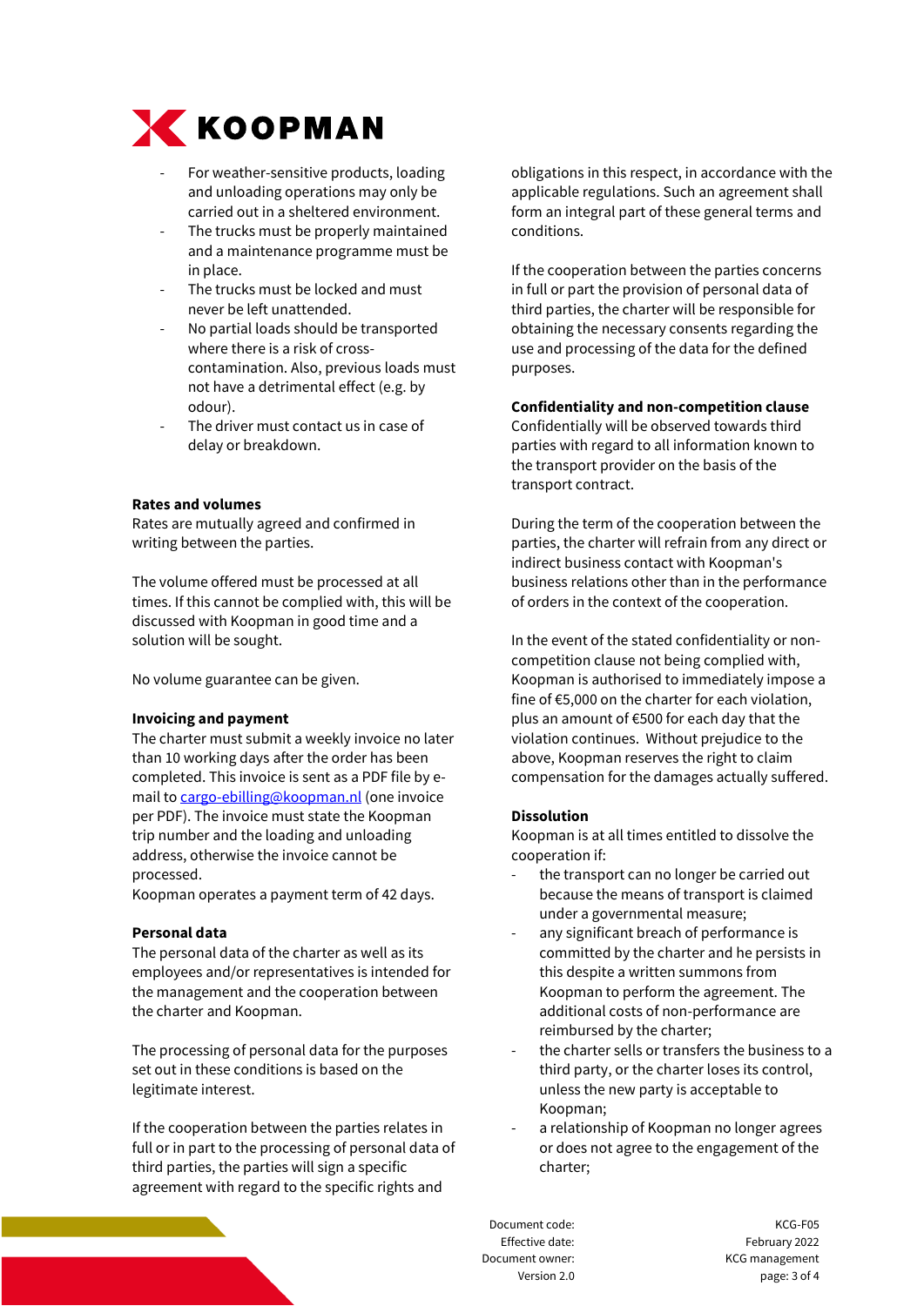- For weather-sensitive products, loading and unloading operations may only be carried out in a sheltered environment.
- The trucks must be properly maintained and a maintenance programme must be in place.
- The trucks must be locked and must never be left unattended.
- No partial loads should be transported where there is a risk of cross-contamination. Also, previous loads must not have a detrimental effect (e.g. by odour).
- The driver must contact us in case of delay or breakdown.

**Rates and volumes**

Rates are mutually agreed and confirmed in writing between the parties.

The volume offered must be processed at all times. If this cannot be complied with, this will be discussed with Koopman in good time and a solution will be sought.

No volume guarantee can be given.

**Invoicing and payment**

The charter must submit a weekly invoice no later than 10 working days after the order has been completed. This invoice is sent as a PDF file by e-mail to cargo-ebilling@koopman.nl (one invoice per PDF). The invoice must state the Koopman trip number and the loading and unloading address, otherwise the invoice cannot be processed.

Koopman operates a payment term of 42 days.

**Personal data**

The personal data of the charter as well as its employees and/or representatives is intended for the management and the cooperation between the charter and Koopman.

The processing of personal data for the purposes set out in these conditions is based on the legitimate interest.

If the cooperation between the parties relates in full or in part to the processing of personal data of third parties, the parties will sign a specific agreement with regard to the specific rights and obligations in this respect, in accordance with the applicable regulations. Such an agreement shall form an integral part of these general terms and conditions.

If the cooperation between the parties concerns in full or part the provision of personal data of third parties, the charter will be responsible for obtaining the necessary consents regarding the use and processing of the data for the defined purposes.

**Confidentiality and non-competition clause**

Confidentially will be observed towards third parties with regard to all information known to the transport provider on the basis of the transport contract.

During the term of the cooperation between the parties, the charter will refrain from any direct or indirect business contact with Koopman's business relations other than in the performance of orders in the context of the cooperation.

In the event of the stated confidentiality or non-competition clause not being complied with, Koopman is authorised to immediately impose a fine of €5,000 on the charter for each violation, plus an amount of €500 for each day that the violation continues. Without prejudice to the above, Koopman reserves the right to claim compensation for the damages actually suffered.

**Dissolution**

Koopman is at all times entitled to dissolve the cooperation if:

- the transport can no longer be carried out because the means of transport is claimed under a governmental measure;
- any significant breach of performance is committed by the charter and he persists in this despite a written summons from Koopman to perform the agreement. The additional costs of non-performance are reimbursed by the charter;
- the charter sells or transfers the business to a third party, or the charter loses its control, unless the new party is acceptable to Koopman;
- a relationship of Koopman no longer agrees or does not agree to the engagement of the charter;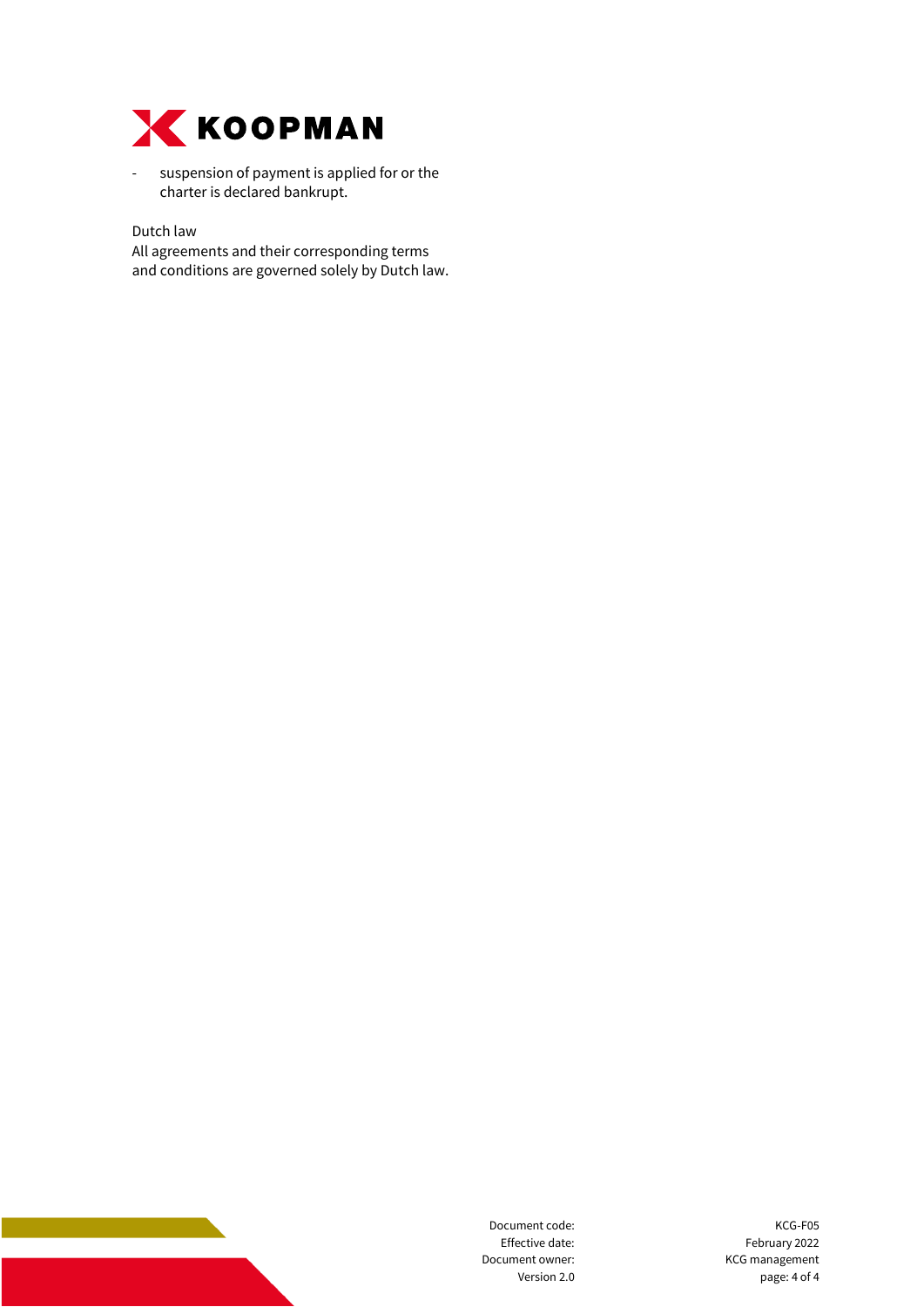- suspension of payment is applied for or the charter is declared bankrupt.

Dutch law
All agreements and their corresponding terms and conditions are governed solely by Dutch law.